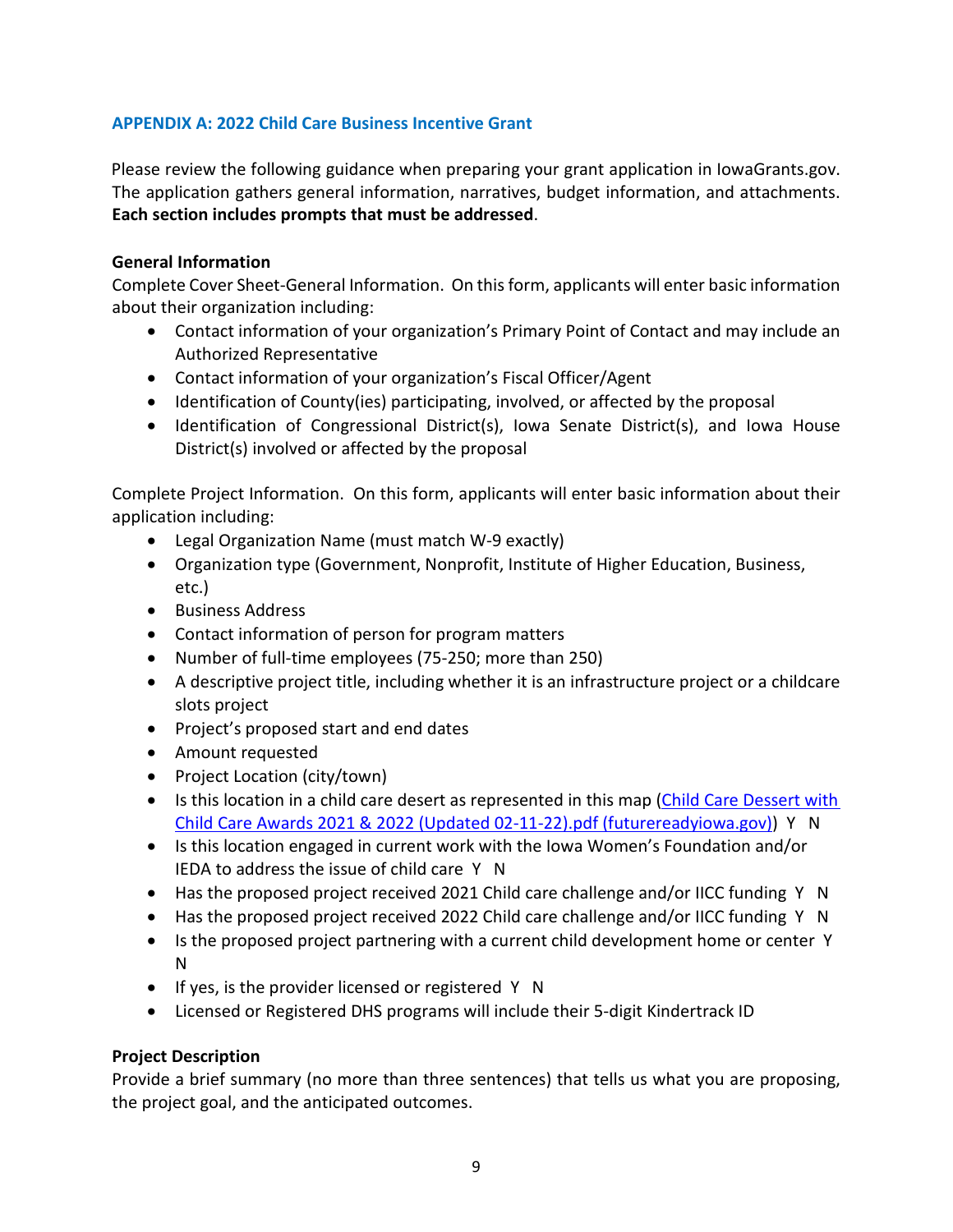## APPENDIX A: 2022 Child Care Business Incentive Grant

Please review the following guidance when preparing your grant application in IowaGrants.gov. The application gathers general information, narratives, budget information, and attachments. **Each section includes prompts that must be addressed**.

### General Information

Complete Cover Sheet-General Information. On this form, applicants will enter basic information about their organization including:

- Contact information of your organization's Primary Point of Contact and may include an Authorized Representative
- Contact information of your organization's Fiscal Officer/Agent
- Identification of County(ies) participating, involved, or affected by the proposal
- Identification of Congressional District(s), Iowa Senate District(s), and Iowa House District(s) involved or affected by the proposal

Complete Project Information. On this form, applicants will enter basic information about their application including:

- Legal Organization Name (must match W-9 exactly)
- Organization type (Government, Nonprofit, Institute of Higher Education, Business, etc.)
- Business Address
- Contact information of person for program matters
- Number of full-time employees (75-250; more than 250)
- A descriptive project title, including whether it is an infrastructure project or a childcare slots project
- Project's proposed start and end dates
- Amount requested
- Project Location (city/town)
- Is this location in a child care desert as represented in this map (Child Care Dessert with Child Care Awards 2021 & 2022 (Updated 02-11-22).pdf (futurereadyiowa.gov)) Y N
- Is this location engaged in current work with the Iowa Women's Foundation and/or IEDA to address the issue of child care Y N
- Has the proposed project received 2021 Child care challenge and/or IICC funding Y N
- Has the proposed project received 2022 Child care challenge and/or IICC funding Y N
- Is the proposed project partnering with a current child development home or center Y N
- If yes, is the provider licensed or registered Y N
- Licensed or Registered DHS programs will include their 5-digit Kindertrack ID

### Project Description

Provide a brief summary (no more than three sentences) that tells us what you are proposing, the project goal, and the anticipated outcomes.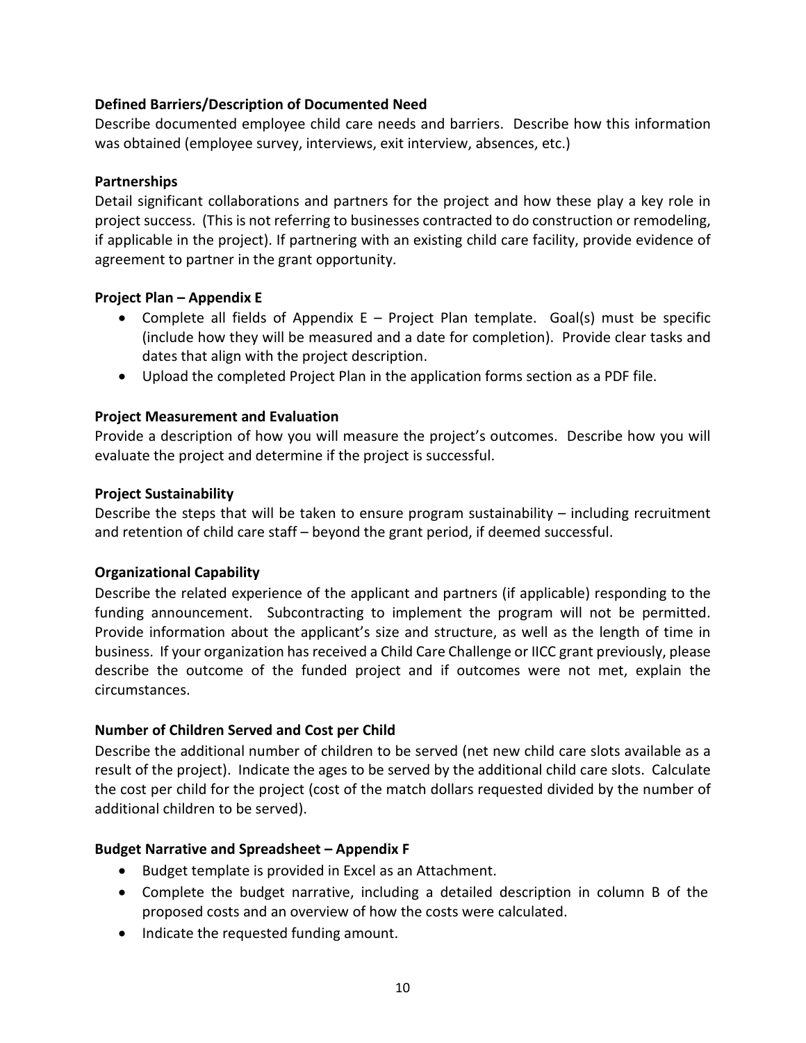**Defined Barriers/Description of Documented Need**

Describe documented employee child care needs and barriers. Describe how this information was obtained (employee survey, interviews, exit interview, absences, etc.)

**Partnerships**

Detail significant collaborations and partners for the project and how these play a key role in project success. (This is not referring to businesses contracted to do construction or remodeling, if applicable in the project). If partnering with an existing child care facility, provide evidence of agreement to partner in the grant opportunity.

**Project Plan – Appendix E**

- Complete all fields of Appendix E – Project Plan template. Goal(s) must be specific (include how they will be measured and a date for completion). Provide clear tasks and dates that align with the project description.
- Upload the completed Project Plan in the application forms section as a PDF file.

**Project Measurement and Evaluation**

Provide a description of how you will measure the project's outcomes. Describe how you will evaluate the project and determine if the project is successful.

**Project Sustainability**

Describe the steps that will be taken to ensure program sustainability – including recruitment and retention of child care staff – beyond the grant period, if deemed successful.

**Organizational Capability**

Describe the related experience of the applicant and partners (if applicable) responding to the funding announcement. Subcontracting to implement the program will not be permitted. Provide information about the applicant's size and structure, as well as the length of time in business. If your organization has received a Child Care Challenge or IICC grant previously, please describe the outcome of the funded project and if outcomes were not met, explain the circumstances.

**Number of Children Served and Cost per Child**

Describe the additional number of children to be served (net new child care slots available as a result of the project). Indicate the ages to be served by the additional child care slots. Calculate the cost per child for the project (cost of the match dollars requested divided by the number of additional children to be served).

**Budget Narrative and Spreadsheet – Appendix F**

- Budget template is provided in Excel as an Attachment.
- Complete the budget narrative, including a detailed description in column B of the proposed costs and an overview of how the costs were calculated.
- Indicate the requested funding amount.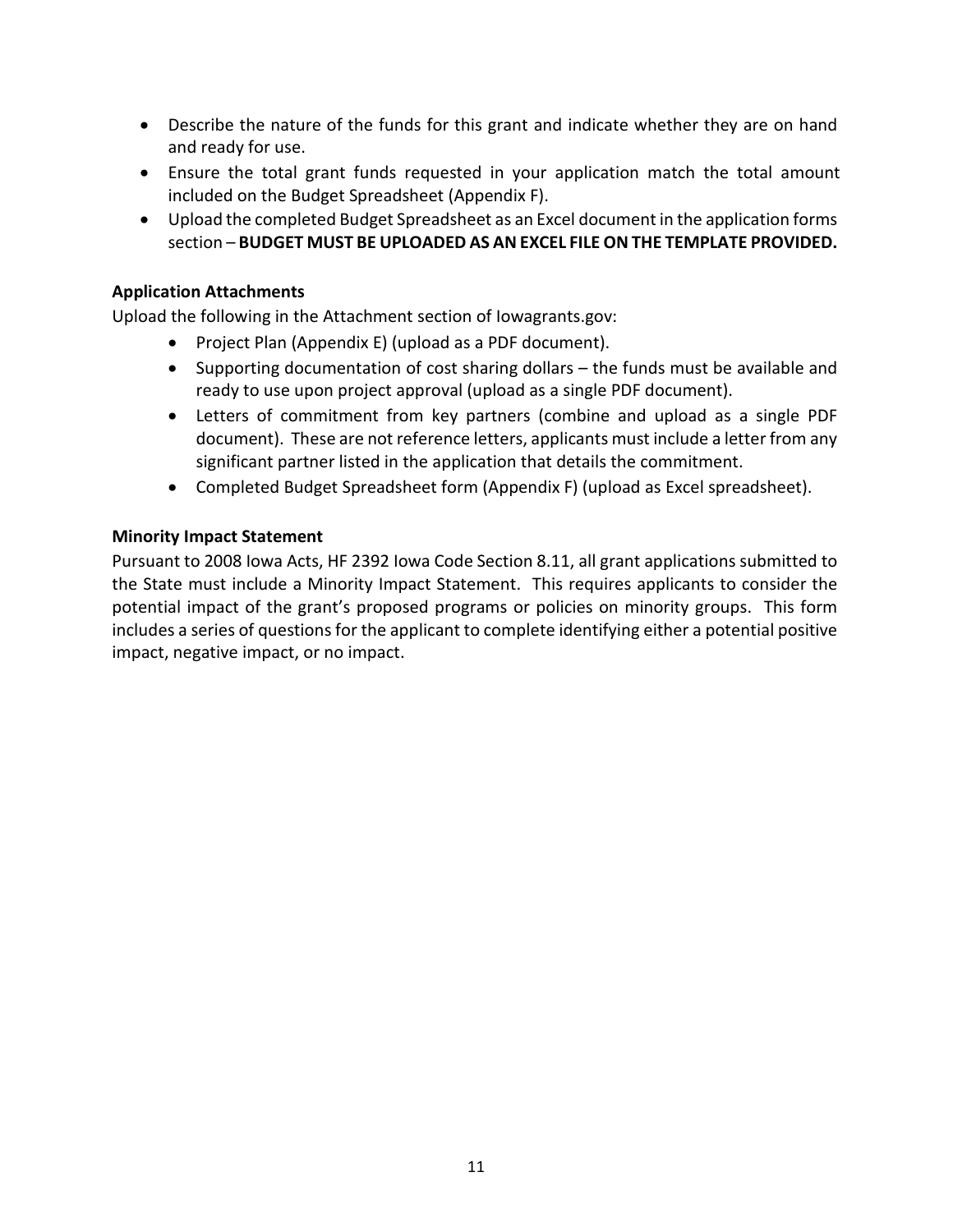- Describe the nature of the funds for this grant and indicate whether they are on hand and ready for use.
- Ensure the total grant funds requested in your application match the total amount included on the Budget Spreadsheet (Appendix F).
- Upload the completed Budget Spreadsheet as an Excel document in the application forms section – **BUDGET MUST BE UPLOADED AS AN EXCEL FILE ON THE TEMPLATE PROVIDED.**

**Application Attachments**

Upload the following in the Attachment section of Iowagrants.gov:

- Project Plan (Appendix E) (upload as a PDF document).
- Supporting documentation of cost sharing dollars – the funds must be available and ready to use upon project approval (upload as a single PDF document).
- Letters of commitment from key partners (combine and upload as a single PDF document). These are not reference letters, applicants must include a letter from any significant partner listed in the application that details the commitment.
- Completed Budget Spreadsheet form (Appendix F) (upload as Excel spreadsheet).

**Minority Impact Statement**

Pursuant to 2008 Iowa Acts, HF 2392 Iowa Code Section 8.11, all grant applications submitted to the State must include a Minority Impact Statement. This requires applicants to consider the potential impact of the grant's proposed programs or policies on minority groups. This form includes a series of questions for the applicant to complete identifying either a potential positive impact, negative impact, or no impact.